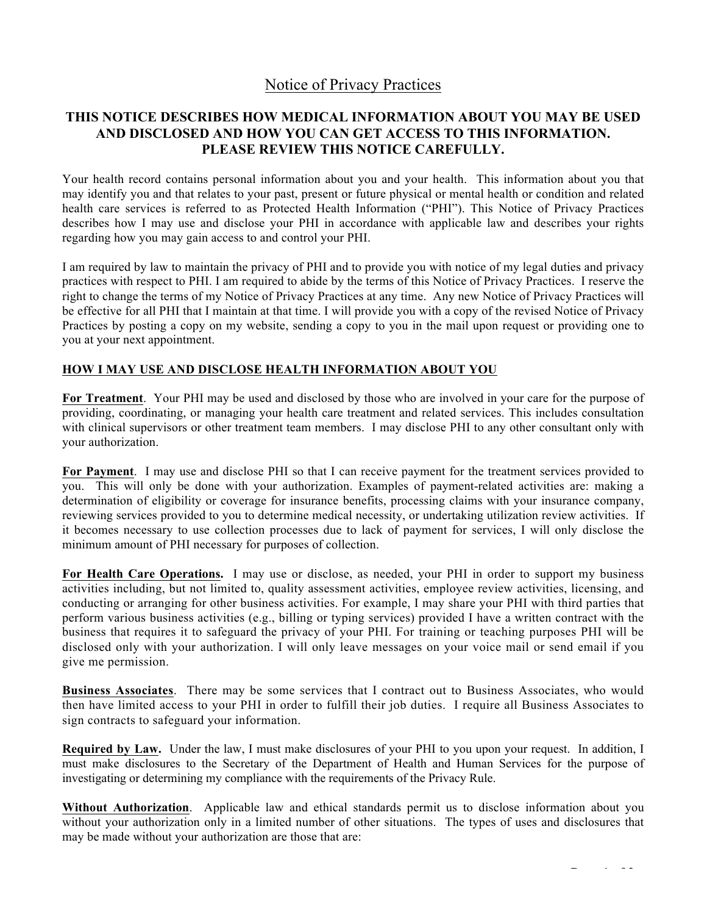# Notice of Privacy Practices

**THIS NOTICE DESCRIBES HOW MEDICAL INFORMATION ABOUT YOU MAY BE USED AND DISCLOSED AND HOW YOU CAN GET ACCESS TO THIS INFORMATION. PLEASE REVIEW THIS NOTICE CAREFULLY.**

Your health record contains personal information about you and your health. This information about you that may identify you and that relates to your past, present or future physical or mental health or condition and related health care services is referred to as Protected Health Information ("PHI"). This Notice of Privacy Practices describes how I may use and disclose your PHI in accordance with applicable law and describes your rights regarding how you may gain access to and control your PHI.

I am required by law to maintain the privacy of PHI and to provide you with notice of my legal duties and privacy practices with respect to PHI. I am required to abide by the terms of this Notice of Privacy Practices. I reserve the right to change the terms of my Notice of Privacy Practices at any time. Any new Notice of Privacy Practices will be effective for all PHI that I maintain at that time. I will provide you with a copy of the revised Notice of Privacy Practices by posting a copy on my website, sending a copy to you in the mail upon request or providing one to you at your next appointment.

## HOW I MAY USE AND DISCLOSE HEALTH INFORMATION ABOUT YOU

**For Treatment**. Your PHI may be used and disclosed by those who are involved in your care for the purpose of providing, coordinating, or managing your health care treatment and related services. This includes consultation with clinical supervisors or other treatment team members. I may disclose PHI to any other consultant only with your authorization.

**For Payment**. I may use and disclose PHI so that I can receive payment for the treatment services provided to you. This will only be done with your authorization. Examples of payment-related activities are: making a determination of eligibility or coverage for insurance benefits, processing claims with your insurance company, reviewing services provided to you to determine medical necessity, or undertaking utilization review activities. If it becomes necessary to use collection processes due to lack of payment for services, I will only disclose the minimum amount of PHI necessary for purposes of collection.

**For Health Care Operations.** I may use or disclose, as needed, your PHI in order to support my business activities including, but not limited to, quality assessment activities, employee review activities, licensing, and conducting or arranging for other business activities. For example, I may share your PHI with third parties that perform various business activities (e.g., billing or typing services) provided I have a written contract with the business that requires it to safeguard the privacy of your PHI. For training or teaching purposes PHI will be disclosed only with your authorization. I will only leave messages on your voice mail or send email if you give me permission.

**Business Associates**. There may be some services that I contract out to Business Associates, who would then have limited access to your PHI in order to fulfill their job duties. I require all Business Associates to sign contracts to safeguard your information.

**Required by Law.** Under the law, I must make disclosures of your PHI to you upon your request. In addition, I must make disclosures to the Secretary of the Department of Health and Human Services for the purpose of investigating or determining my compliance with the requirements of the Privacy Rule.

**Without Authorization**. Applicable law and ethical standards permit us to disclose information about you without your authorization only in a limited number of other situations. The types of uses and disclosures that may be made without your authorization are those that are: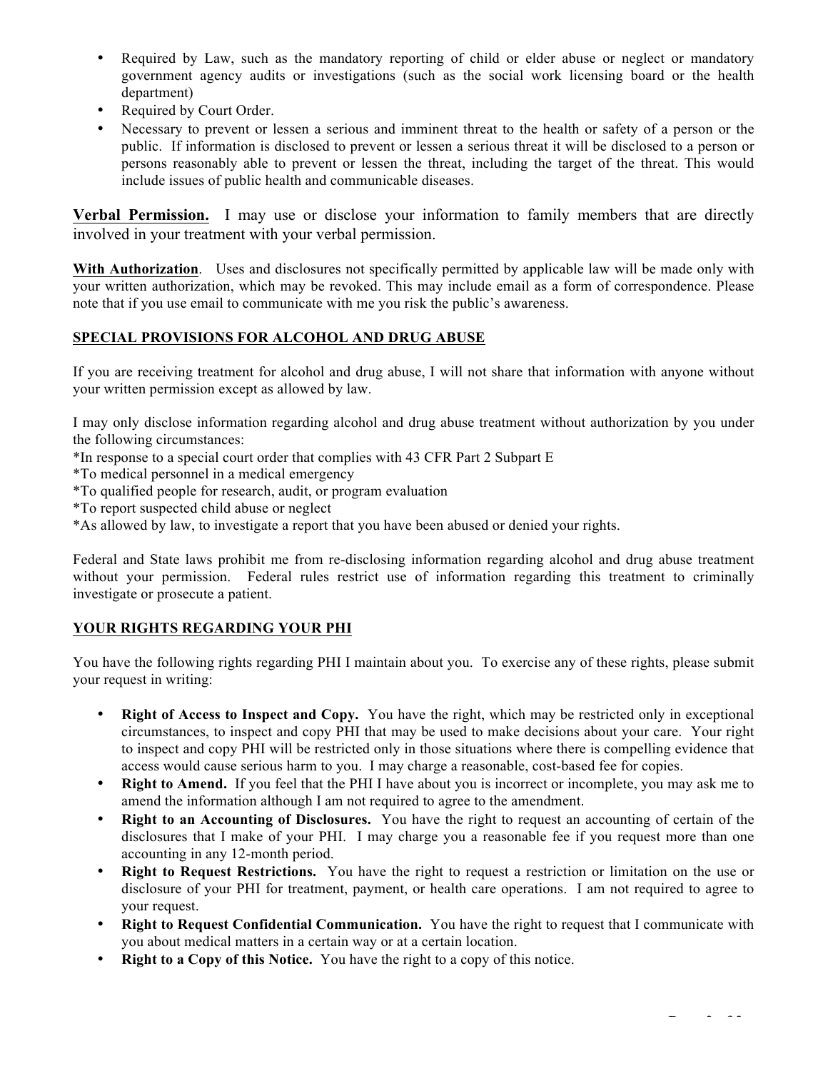- Required by Law, such as the mandatory reporting of child or elder abuse or neglect or mandatory government agency audits or investigations (such as the social work licensing board or the health department)
- Required by Court Order.
- Necessary to prevent or lessen a serious and imminent threat to the health or safety of a person or the public. If information is disclosed to prevent or lessen a serious threat it will be disclosed to a person or persons reasonably able to prevent or lessen the threat, including the target of the threat. This would include issues of public health and communicable diseases.

**Verbal Permission.** I may use or disclose your information to family members that are directly involved in your treatment with your verbal permission.

**With Authorization**. Uses and disclosures not specifically permitted by applicable law will be made only with your written authorization, which may be revoked. This may include email as a form of correspondence. Please note that if you use email to communicate with me you risk the public's awareness.

## SPECIAL PROVISIONS FOR ALCOHOL AND DRUG ABUSE

If you are receiving treatment for alcohol and drug abuse, I will not share that information with anyone without your written permission except as allowed by law.

I may only disclose information regarding alcohol and drug abuse treatment without authorization by you under the following circumstances:
*In response to a special court order that complies with 43 CFR Part 2 Subpart E
*To medical personnel in a medical emergency
*To qualified people for research, audit, or program evaluation
*To report suspected child abuse or neglect
*As allowed by law, to investigate a report that you have been abused or denied your rights.

Federal and State laws prohibit me from re-disclosing information regarding alcohol and drug abuse treatment without your permission. Federal rules restrict use of information regarding this treatment to criminally investigate or prosecute a patient.

## YOUR RIGHTS REGARDING YOUR PHI

You have the following rights regarding PHI I maintain about you. To exercise any of these rights, please submit your request in writing:

- **Right of Access to Inspect and Copy.** You have the right, which may be restricted only in exceptional circumstances, to inspect and copy PHI that may be used to make decisions about your care. Your right to inspect and copy PHI will be restricted only in those situations where there is compelling evidence that access would cause serious harm to you. I may charge a reasonable, cost-based fee for copies.
- **Right to Amend.** If you feel that the PHI I have about you is incorrect or incomplete, you may ask me to amend the information although I am not required to agree to the amendment.
- **Right to an Accounting of Disclosures.** You have the right to request an accounting of certain of the disclosures that I make of your PHI. I may charge you a reasonable fee if you request more than one accounting in any 12-month period.
- **Right to Request Restrictions.** You have the right to request a restriction or limitation on the use or disclosure of your PHI for treatment, payment, or health care operations. I am not required to agree to your request.
- **Right to Request Confidential Communication.** You have the right to request that I communicate with you about medical matters in a certain way or at a certain location.
- **Right to a Copy of this Notice.** You have the right to a copy of this notice.